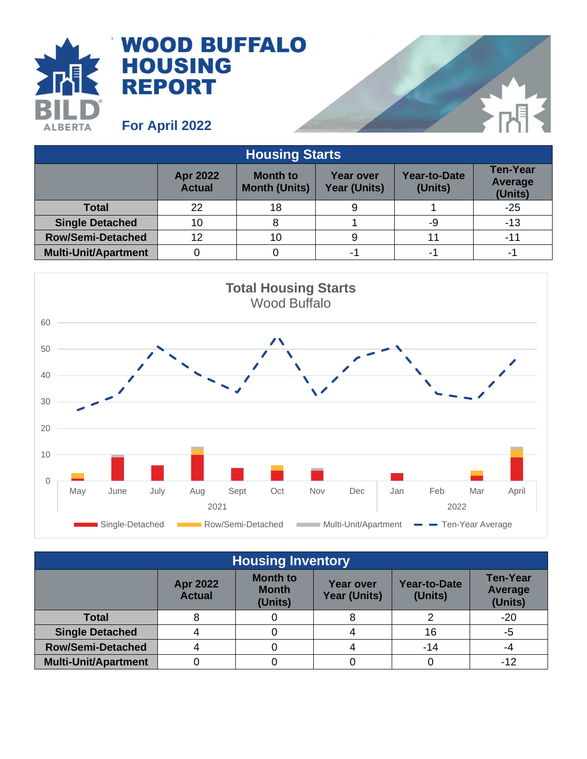# WOOD BUFFALO HOUSING REPORT

**For April 2022**

| Housing Starts | | | | | |
|---|---|---|---|---|---|
| | Apr 2022 Actual | Month to Month (Units) | Year over Year (Units) | Year-to-Date (Units) | Ten-Year Average (Units) |
| **Total** | 22 | 18 | 9 | 1 | -25 |
| **Single Detached** | 10 | 8 | 1 | -9 | -13 |
| **Row/Semi-Detached** | 12 | 10 | 9 | 11 | -11 |
| **Multi-Unit/Apartment** | 0 | 0 | -1 | -1 | -1 |

**Total Housing Starts**
Wood Buffalo

| Housing Inventory | | | | | |
|---|---|---|---|---|---|
| | Apr 2022 Actual | Month to Month (Units) | Year over Year (Units) | Year-to-Date (Units) | Ten-Year Average (Units) |
| **Total** | 8 | 0 | 8 | 2 | -20 |
| **Single Detached** | 4 | 0 | 4 | 16 | -5 |
| **Row/Semi-Detached** | 4 | 0 | 4 | -14 | -4 |
| **Multi-Unit/Apartment** | 0 | 0 | 0 | 0 | -12 |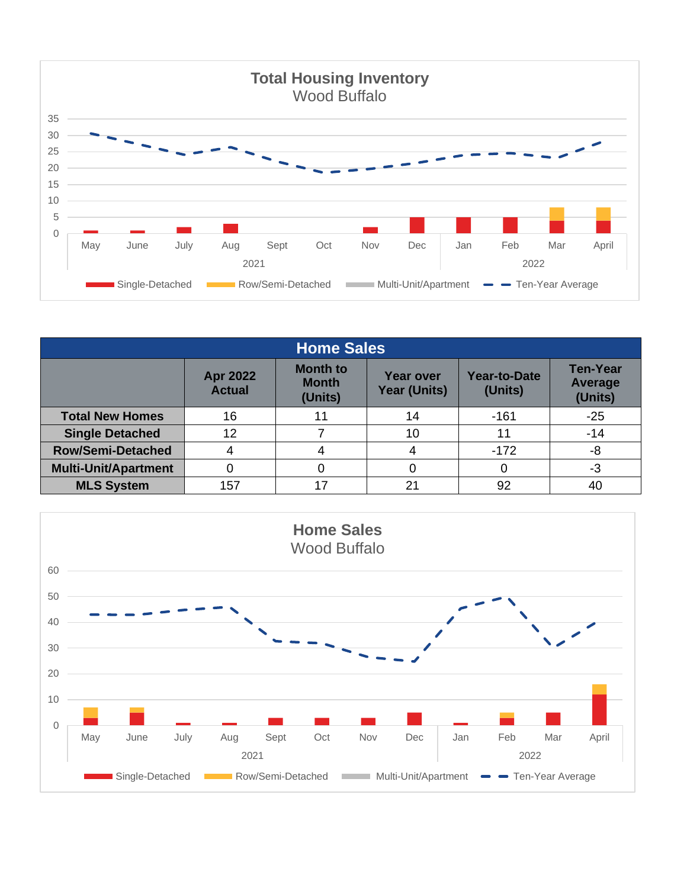## Total Housing Inventory
Wood Buffalo

| | Month | Single-Detached | Row/Semi-Detached | Multi-Unit/Apartment | Ten-Year Average |
|---|---|---|---|---|---|
| 2021 | May | 1 | | | |
| | June | 1 | | | |
| | July | 2 | | | |
| | Aug | 3 | | | |
| | Sept | | | | |
| | Oct | | | | |
| | Nov | 2 | | | |
| | Dec | 5 | | | |
| 2022 | Jan | 5 | | | |
| | Feb | 5 | | | |
| | Mar | 4 | 4 | | |
| | April | 4 | 4 | | |

| Home Sales | | | | | |
|---|---|---|---|---|---|
| | Apr 2022 Actual | Month to Month (Units) | Year over Year (Units) | Year-to-Date (Units) | Ten-Year Average (Units) |
| **Total New Homes** | 16 | 11 | 14 | -161 | -25 |
| **Single Detached** | 12 | 7 | 10 | 11 | -14 |
| **Row/Semi-Detached** | 4 | 4 | 4 | -172 | -8 |
| **Multi-Unit/Apartment** | 0 | 0 | 0 | 0 | -3 |
| **MLS System** | 157 | 17 | 21 | 92 | 40 |

## Home Sales
Wood Buffalo

| | Month | Single-Detached | Row/Semi-Detached | Multi-Unit/Apartment | Ten-Year Average |
|---|---|---|---|---|---|
| 2021 | May | 3 | 4 | | |
| | June | 5 | 2 | | |
| | July | 1 | | | |
| | Aug | 1 | | | |
| | Sept | 3 | | | |
| | Oct | 3 | | | |
| | Nov | 3 | | | |
| | Dec | 5 | | | |
| 2022 | Jan | 1 | | | |
| | Feb | 3 | 2 | | |
| | Mar | 5 | | | |
| | April | 12 | 4 | | |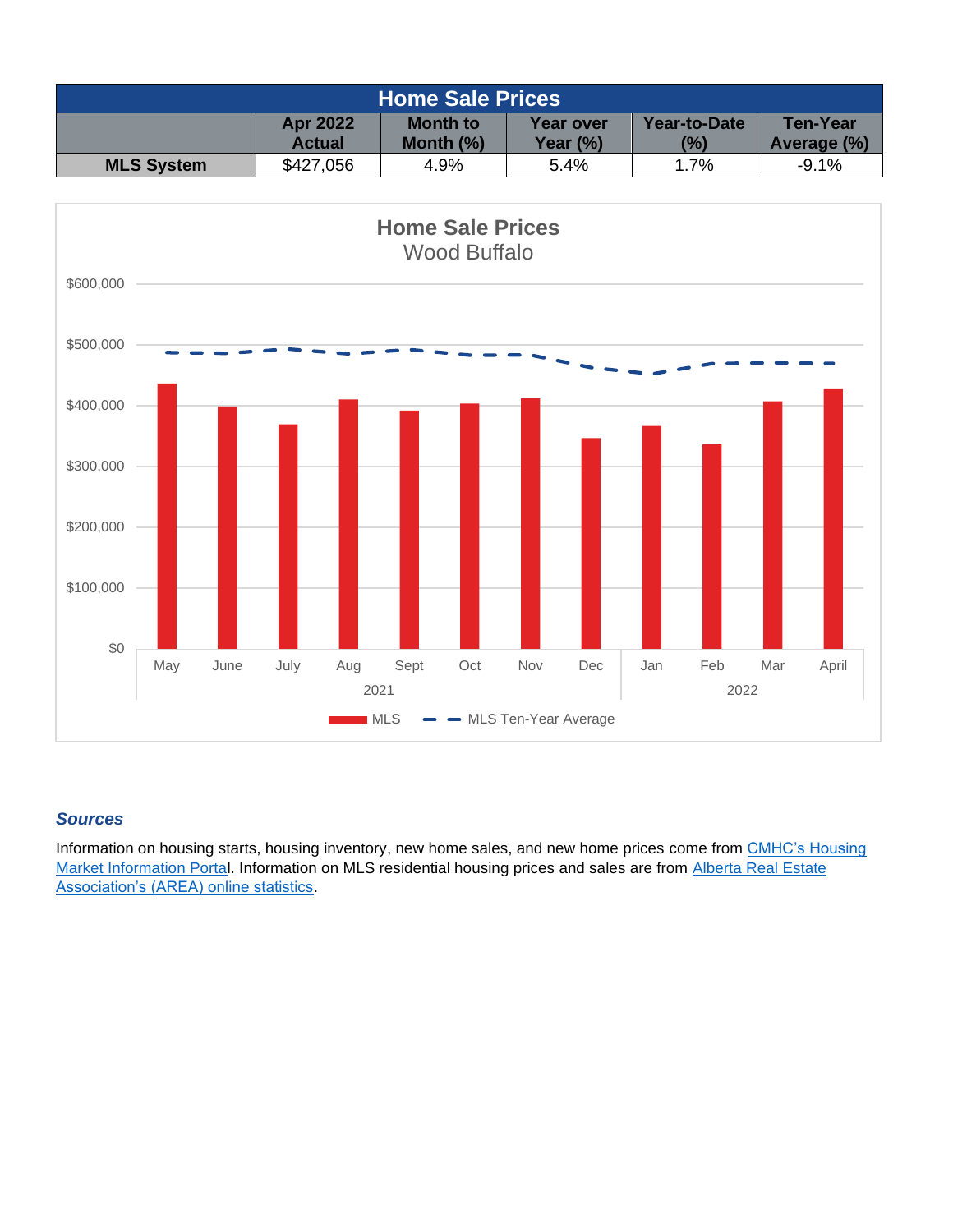| Home Sale Prices | | | | | |
|---|---|---|---|---|---|
| | Apr 2022 Actual | Month to Month (%) | Year over Year (%) | Year-to-Date (%) | Ten-Year Average (%) |
| **MLS System** | $427,056 | 4.9% | 5.4% | 1.7% | -9.1% |

Home Sale Prices
Wood Buffalo

$600,000
$500,000
$400,000
$300,000
$200,000
$100,000
$0

May
June
July
Aug
Sept
Oct
Nov
Dec
2021
Jan
Feb
Mar
April
2022

MLS
MLS Ten-Year Average

### *Sources*

Information on housing starts, housing inventory, new home sales, and new home prices come from CMHC's Housing Market Information Portal. Information on MLS residential housing prices and sales are from Alberta Real Estate Association's (AREA) online statistics.